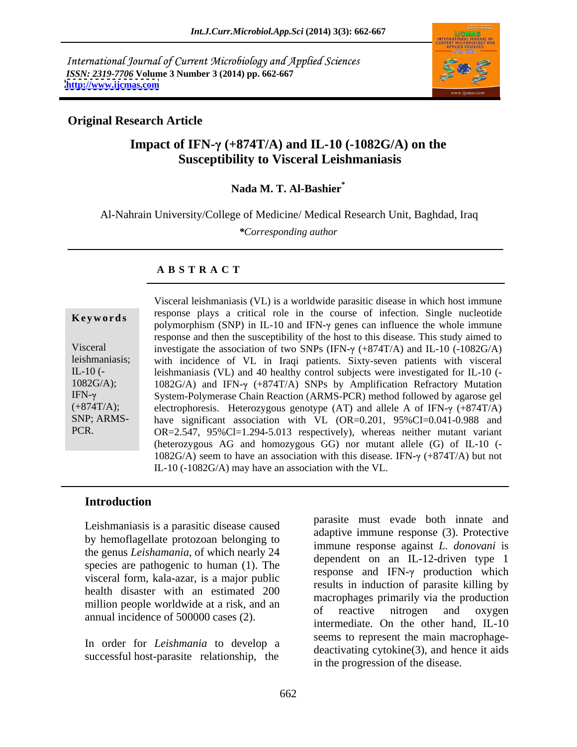International Journal of Current Microbiology and Applied Sciences
*ISSN: 2319-7706* Volume 3 Number 3 (2014) pp. 662-667
http://www.ijcmas.com

**Original Research Article**

# Impact of IFN-γ (+874T/A) and IL-10 (-1082G/A) on the Susceptibility to Visceral Leishmaniasis

**Nada M. T. Al-Bashier***

Al-Nahrain University/College of Medicine/ Medical Research Unit, Baghdad, Iraq

**Corresponding author*

## A B S T R A C T

**Keywords**

Visceral leishmaniasis; IL-10 (-1082G/A); IFN-γ (+874T/A); SNP; ARMS-PCR.

Visceral leishmaniasis (VL) is a worldwide parasitic disease in which host immune response plays a critical role in the course of infection. Single nucleotide polymorphism (SNP) in IL-10 and IFN-γ genes can influence the whole immune response and then the susceptibility of the host to this disease. This study aimed to investigate the association of two SNPs (IFN-γ (+874T/A) and IL-10 (-1082G/A) with incidence of VL in Iraqi patients. Sixty-seven patients with visceral leishmaniasis (VL) and 40 healthy control subjects were investigated for IL-10 (-1082G/A) and IFN-γ (+874T/A) SNPs by Amplification Refractory Mutation System-Polymerase Chain Reaction (ARMS-PCR) method followed by agarose gel electrophoresis. Heterozygous genotype (AT) and allele A of IFN-γ (+874T/A) have significant association with VL (OR=0.201, 95%CI=0.041-0.988 and OR=2.547, 95%Cl=1.294-5.013 respectively), whereas neither mutant variant (heterozygous AG and homozygous GG) nor mutant allele (G) of IL-10 (-1082G/A) seem to have an association with this disease. IFN-γ (+874T/A) but not IL-10 (-1082G/A) may have an association with the VL.

## Introduction

Leishmaniasis is a parasitic disease caused by hemoflagellate protozoan belonging to the genus *Leishamania*, of which nearly 24 species are pathogenic to human (1). The visceral form, kala-azar, is a major public health disaster with an estimated 200 million people worldwide at a risk, and an annual incidence of 500000 cases (2).

In order for *Leishmania* to develop a successful host-parasite relationship, the parasite must evade both innate and adaptive immune response (3). Protective immune response against *L. donovani* is dependent on an IL-12-driven type 1 response and IFN-γ production which results in induction of parasite killing by macrophages primarily via the production of reactive nitrogen and oxygen intermediate. On the other hand, IL-10 seems to represent the main macrophage-deactivating cytokine(3), and hence it aids in the progression of the disease.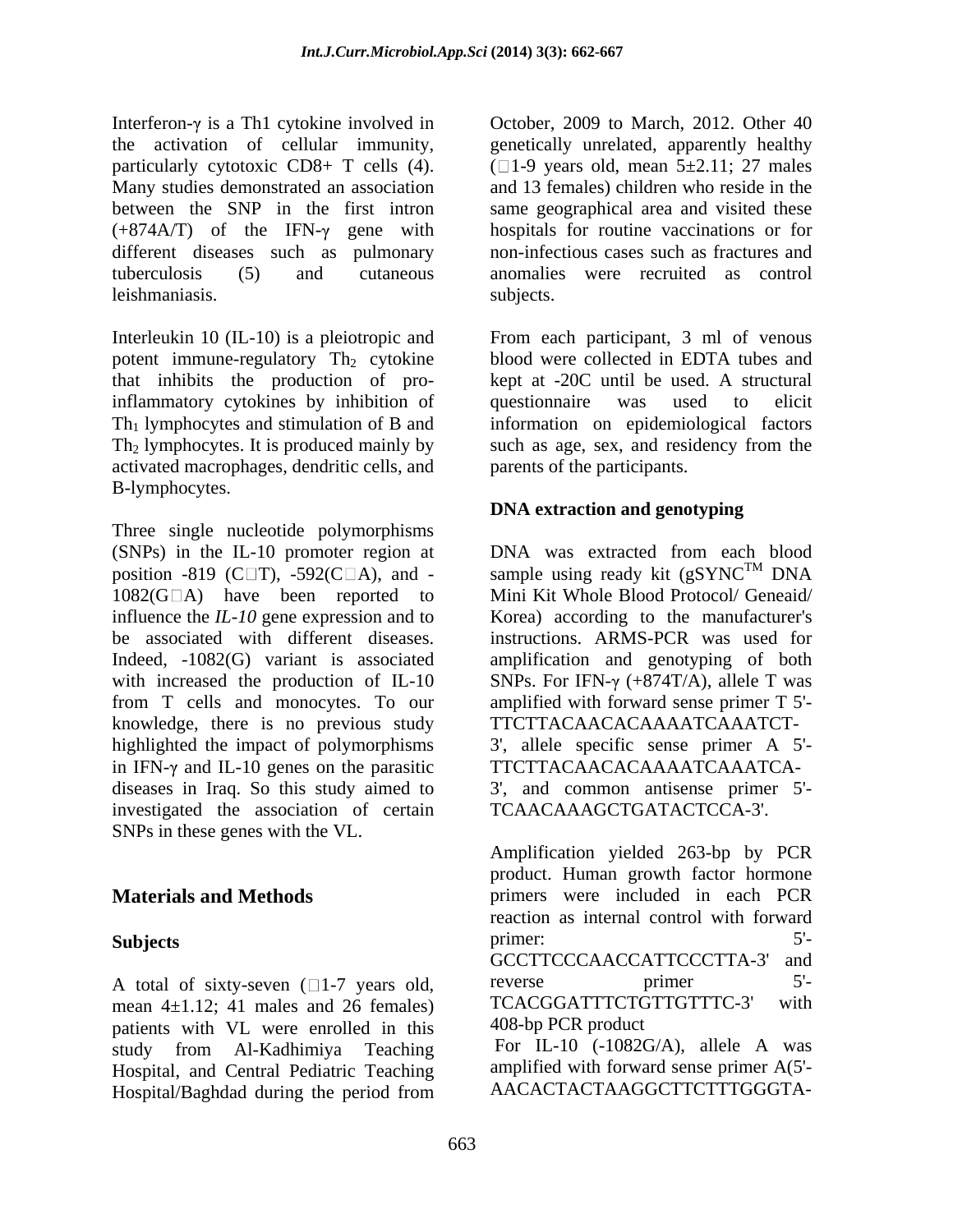Interferon-γ is a Th1 cytokine involved in the activation of cellular immunity, particularly cytotoxic CD8+ T cells (4). Many studies demonstrated an association between the SNP in the first intron (+874A/T) of the IFN-γ gene with different diseases such as pulmonary tuberculosis (5) and cutaneous leishmaniasis.

Interleukin 10 (IL-10) is a pleiotropic and potent immune-regulatory $Th_2$ cytokine that inhibits the production of pro-inflammatory cytokines by inhibition of $Th_1$ lymphocytes and stimulation of B and $Th_2$ lymphocytes. It is produced mainly by activated macrophages, dendritic cells, and B-lymphocytes.

Three single nucleotide polymorphisms (SNPs) in the IL-10 promoter region at position -819 (C□T), -592(C□A), and -1082(G□A) have been reported to influence the *IL-10* gene expression and to be associated with different diseases. Indeed, -1082(G) variant is associated with increased the production of IL-10 from T cells and monocytes. To our knowledge, there is no previous study highlighted the impact of polymorphisms in IFN-γ and IL-10 genes on the parasitic diseases in Iraq. So this study aimed to investigated the association of certain SNPs in these genes with the VL.

## Materials and Methods

### Subjects

A total of sixty-seven (□1-7 years old, mean 4±1.12; 41 males and 26 females) patients with VL were enrolled in this study from Al-Kadhimiya Teaching Hospital, and Central Pediatric Teaching Hospital/Baghdad during the period from October, 2009 to March, 2012. Other 40 genetically unrelated, apparently healthy (□1-9 years old, mean 5±2.11; 27 males and 13 females) children who reside in the same geographical area and visited these hospitals for routine vaccinations or for non-infectious cases such as fractures and anomalies were recruited as control subjects.

From each participant, 3 ml of venous blood were collected in EDTA tubes and kept at -20C until be used. A structural questionnaire was used to elicit information on epidemiological factors such as age, sex, and residency from the parents of the participants.

### DNA extraction and genotyping

DNA was extracted from each blood sample using ready kit (gSYNC$^{TM}$ DNA Mini Kit Whole Blood Protocol/ Geneaid/ Korea) according to the manufacturer's instructions. ARMS-PCR was used for amplification and genotyping of both SNPs. For IFN-γ (+874T/A), allele T was amplified with forward sense primer T 5'-TTCTTACAACACAAAATCAAATCT-3', allele specific sense primer A 5'-TTCTTACAACACAAAATCAAATCA-3', and common antisense primer 5'-TCAACAAAGCTGATACTCCA-3'.

Amplification yielded 263-bp by PCR product. Human growth factor hormone primers were included in each PCR reaction as internal control with forward primer: 5'-GCCTTCCCAACCATTCCCTTA-3' and reverse primer 5'-TCACGGATTTCTGTTGTTTC-3' with 408-bp PCR product

For IL-10 (-1082G/A), allele A was amplified with forward sense primer A(5'-AACACTACTAAGGCTTCTTTGGGTA-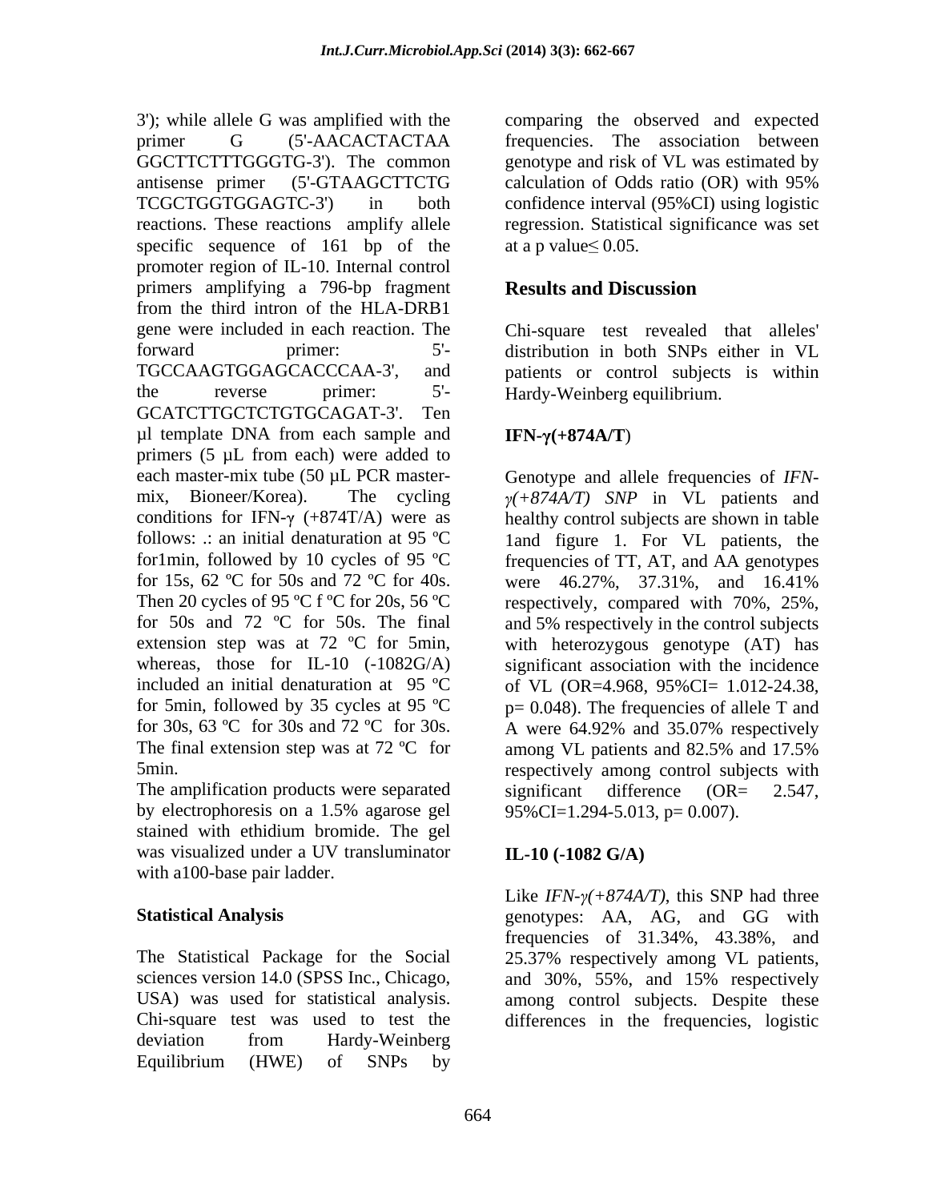3'); while allele G was amplified with the primer G (5'-AACACTACTAA GGCTTCTTTGGGTG-3'). The common antisense primer (5'-GTAAGCTTCTG TCGCTGGTGGAGTC-3') in both reactions. These reactions amplify allele specific sequence of 161 bp of the promoter region of IL-10. Internal control primers amplifying a 796-bp fragment from the third intron of the HLA-DRB1 gene were included in each reaction. The forward primer: 5'-TGCCAAGTGGAGCACCCAA-3', and the reverse primer: 5'-GCATCTTGCTCTGTGCAGAT-3'. Ten µl template DNA from each sample and primers (5 µL from each) were added to each master-mix tube (50 µL PCR master-mix, Bioneer/Korea). The cycling conditions for IFN-γ (+874T/A) were as follows: .: an initial denaturation at 95 ºC for1min, followed by 10 cycles of 95 ºC for 15s, 62 ºC for 50s and 72 ºC for 40s. Then 20 cycles of 95 ºC f ºC for 20s, 56 ºC for 50s and 72 ºC for 50s. The final extension step was at 72 ºC for 5min, whereas, those for IL-10 (-1082G/A) included an initial denaturation at 95 ºC for 5min, followed by 35 cycles at 95 ºC for 30s, 63 ºC for 30s and 72 ºC for 30s. The final extension step was at 72 ºC for 5min.

The amplification products were separated by electrophoresis on a 1.5% agarose gel stained with ethidium bromide. The gel was visualized under a UV transluminator with a100-base pair ladder.

## Statistical Analysis

The Statistical Package for the Social sciences version 14.0 (SPSS Inc., Chicago, USA) was used for statistical analysis. Chi-square test was used to test the deviation from Hardy-Weinberg Equilibrium (HWE) of SNPs by comparing the observed and expected frequencies. The association between genotype and risk of VL was estimated by calculation of Odds ratio (OR) with 95% confidence interval (95%CI) using logistic regression. Statistical significance was set at a p value$\leq$ 0.05.

## Results and Discussion

Chi-square test revealed that alleles' distribution in both SNPs either in VL patients or control subjects is within Hardy-Weinberg equilibrium.

### IFN-γ(+874A/T)

Genotype and allele frequencies of *IFN-γ(+874A/T) SNP* in VL patients and healthy control subjects are shown in table 1and figure 1. For VL patients, the frequencies of TT, AT, and AA genotypes were 46.27%, 37.31%, and 16.41% respectively, compared with 70%, 25%, and 5% respectively in the control subjects with heterozygous genotype (AT) has significant association with the incidence of VL (OR=4.968, 95%CI= 1.012-24.38, p= 0.048). The frequencies of allele T and A were 64.92% and 35.07% respectively among VL patients and 82.5% and 17.5% respectively among control subjects with significant difference (OR= 2.547, 95%CI=1.294-5.013, p= 0.007).

### IL-10 (-1082 G/A)

Like *IFN-γ(+874A/T)*, this SNP had three genotypes: AA, AG, and GG with frequencies of 31.34%, 43.38%, and 25.37% respectively among VL patients, and 30%, 55%, and 15% respectively among control subjects. Despite these differences in the frequencies, logistic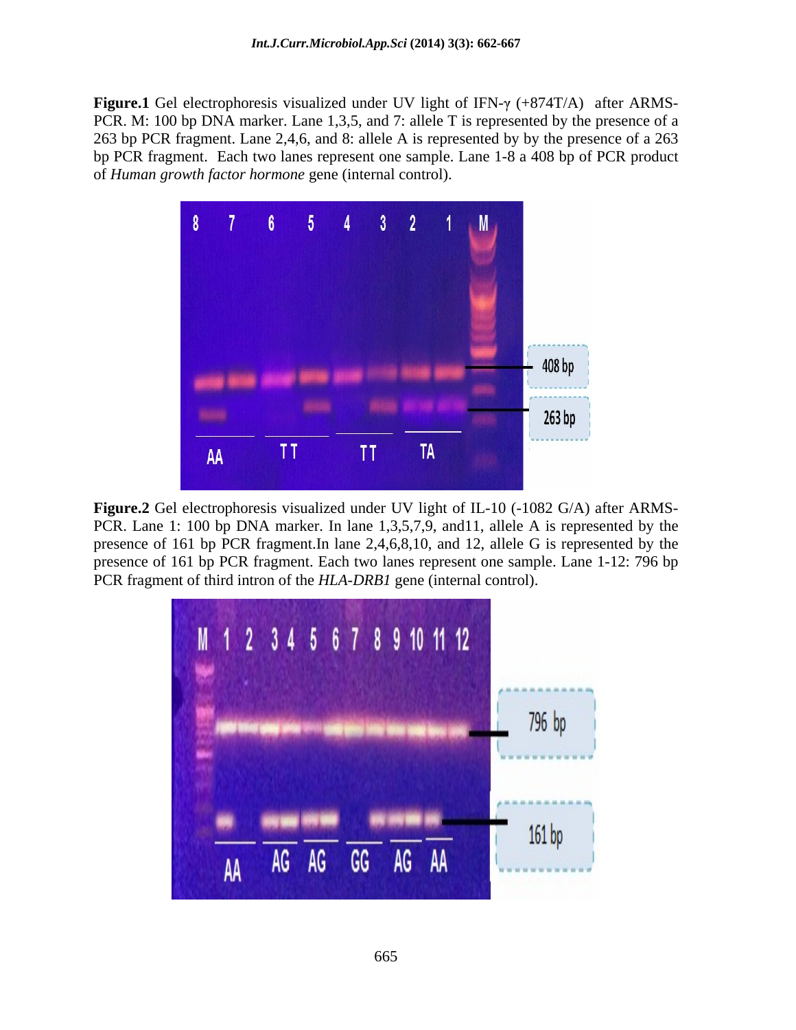**Figure.1** Gel electrophoresis visualized under UV light of IFN-γ (+874T/A) after ARMS-PCR. M: 100 bp DNA marker. Lane 1,3,5, and 7: allele T is represented by the presence of a 263 bp PCR fragment. Lane 2,4,6, and 8: allele A is represented by by the presence of a 263 bp PCR fragment. Each two lanes represent one sample. Lane 1-8 a 408 bp of PCR product of *Human growth factor hormone* gene (internal control).

**Figure.2** Gel electrophoresis visualized under UV light of IL-10 (-1082 G/A) after ARMS-PCR. Lane 1: 100 bp DNA marker. In lane 1,3,5,7,9, and11, allele A is represented by the presence of 161 bp PCR fragment.In lane 2,4,6,8,10, and 12, allele G is represented by the presence of 161 bp PCR fragment. Each two lanes represent one sample. Lane 1-12: 796 bp PCR fragment of third intron of the *HLA-DRB1* gene (internal control).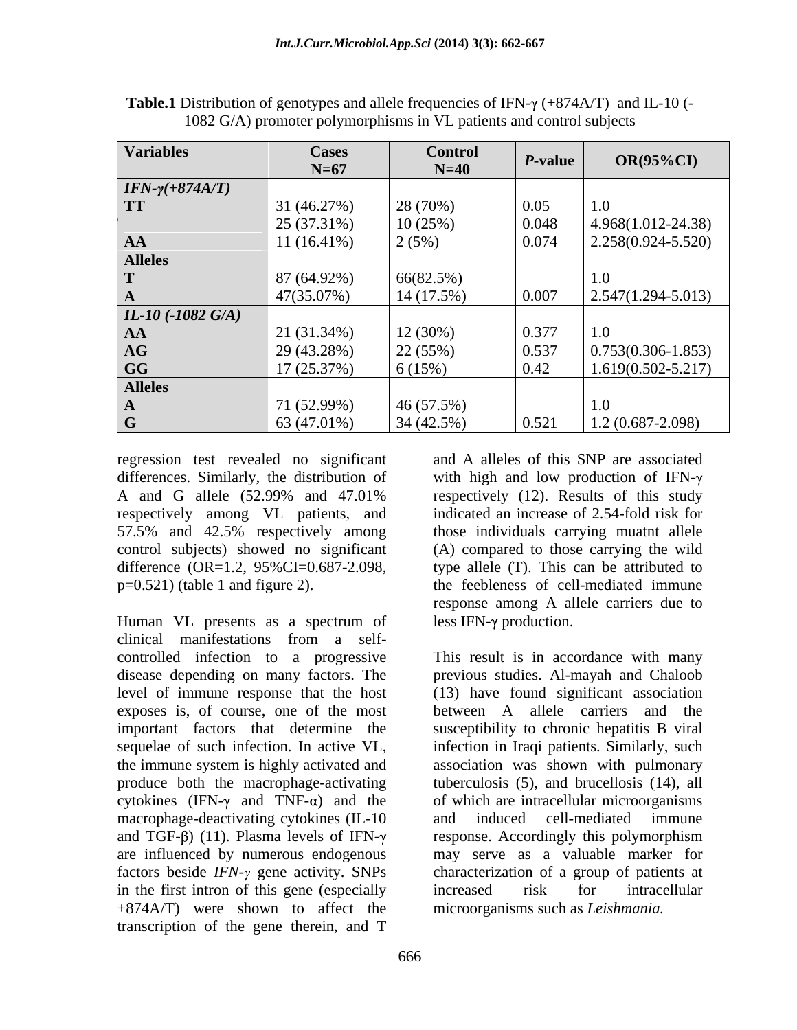**Table.1** Distribution of genotypes and allele frequencies of IFN-γ (+874A/T) and IL-10 (-1082 G/A) promoter polymorphisms in VL patients and control subjects

| Variables | Cases N=67 | Control N=40 | *P*-value | OR(95%CI) |
|---|---|---|---|---|
| ***IFN-γ(+874A/T)*** | | | | |
| **TT** | 31 (46.27%) | 28 (70%) | 0.05 | 1.0 |
| | 25 (37.31%) | 10 (25%) | 0.048 | 4.968(1.012-24.38) |
| **AA** | 11 (16.41%) | 2 (5%) | 0.074 | 2.258(0.924-5.520) |
| **Alleles** | | | | |
| **T** | 87 (64.92%) | 66(82.5%) | | 1.0 |
| **A** | 47(35.07%) | 14 (17.5%) | 0.007 | 2.547(1.294-5.013) |
| ***IL-10 (-1082 G/A)*** | | | | |
| **AA** | 21 (31.34%) | 12 (30%) | 0.377 | 1.0 |
| **AG** | 29 (43.28%) | 22 (55%) | 0.537 | 0.753(0.306-1.853) |
| **GG** | 17 (25.37%) | 6 (15%) | 0.42 | 1.619(0.502-5.217) |
| **Alleles** | | | | |
| **A** | 71 (52.99%) | 46 (57.5%) | | 1.0 |
| **G** | 63 (47.01%) | 34 (42.5%) | 0.521 | 1.2 (0.687-2.098) |

regression test revealed no significant differences. Similarly, the distribution of A and G allele (52.99% and 47.01% respectively among VL patients, and 57.5% and 42.5% respectively among control subjects) showed no significant difference (OR=1.2, 95%CI=0.687-2.098, p=0.521) (table 1 and figure 2).

Human VL presents as a spectrum of clinical manifestations from a self-controlled infection to a progressive disease depending on many factors. The level of immune response that the host exposes is, of course, one of the most important factors that determine the sequelae of such infection. In active VL, the immune system is highly activated and produce both the macrophage-activating cytokines (IFN-γ and TNF-α) and the macrophage-deactivating cytokines (IL-10 and TGF-β) (11). Plasma levels of IFN-γ are influenced by numerous endogenous factors beside *IFN-γ* gene activity. SNPs in the first intron of this gene (especially +874A/T) were shown to affect the transcription of the gene therein, and T and A alleles of this SNP are associated with high and low production of IFN-γ respectively (12). Results of this study indicated an increase of 2.54-fold risk for those individuals carrying muatnt allele (A) compared to those carrying the wild type allele (T). This can be attributed to the feebleness of cell-mediated immune response among A allele carriers due to less IFN-γ production.

This result is in accordance with many previous studies. Al-mayah and Chaloob (13) have found significant association between A allele carriers and the susceptibility to chronic hepatitis B viral infection in Iraqi patients. Similarly, such association was shown with pulmonary tuberculosis (5), and brucellosis (14), all of which are intracellular microorganisms and induced cell-mediated immune response. Accordingly this polymorphism may serve as a valuable marker for characterization of a group of patients at increased risk for intracellular microorganisms such as *Leishmania.*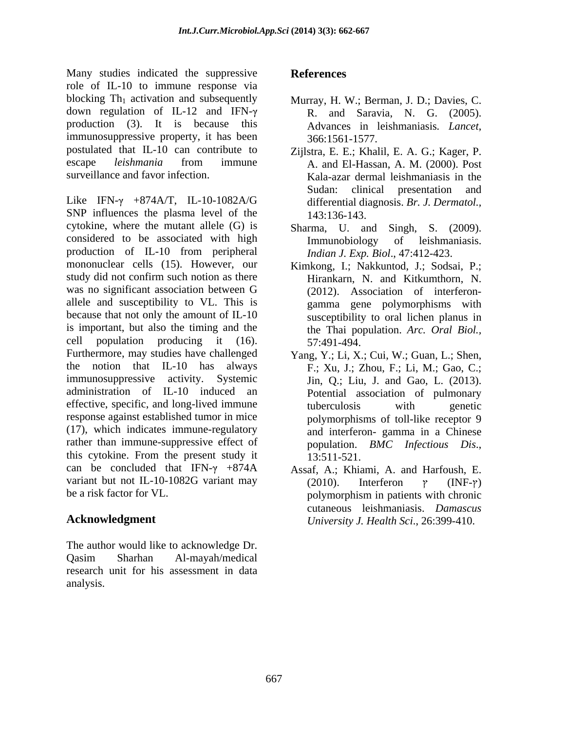Many studies indicated the suppressive role of IL-10 to immune response via blocking $Th_1$ activation and subsequently down regulation of IL-12 and IFN-γ production (3). It is because this immunosuppressive property, it has been postulated that IL-10 can contribute to escape *leishmania* from immune surveillance and favor infection.

Like IFN-γ +874A/T, IL-10-1082A/G SNP influences the plasma level of the cytokine, where the mutant allele (G) is considered to be associated with high production of IL-10 from peripheral mononuclear cells (15). However, our study did not confirm such notion as there was no significant association between G allele and susceptibility to VL. This is because that not only the amount of IL-10 is important, but also the timing and the cell population producing it (16). Furthermore, may studies have challenged the notion that IL-10 has always immunosuppressive activity. Systemic administration of IL-10 induced an effective, specific, and long-lived immune response against established tumor in mice (17), which indicates immune-regulatory rather than immune-suppressive effect of this cytokine. From the present study it can be concluded that IFN-γ +874A variant but not IL-10-1082G variant may be a risk factor for VL.

## Acknowledgment

The author would like to acknowledge Dr. Qasim Sharhan Al-mayah/medical research unit for his assessment in data analysis.

## References

Murray, H. W.; Berman, J. D.; Davies, C. R. and Saravia, N. G. (2005). Advances in leishmaniasis. *Lancet*, 366:1561-1577.

Zijlstra, E. E.; Khalil, E. A. G.; Kager, P. A. and El-Hassan, A. M. (2000). Post Kala-azar dermal leishmaniasis in the Sudan: clinical presentation and differential diagnosis. *Br. J. Dermatol.,* 143:136-143.

Sharma, U. and Singh, S. (2009). Immunobiology of leishmaniasis. *Indian J. Exp. Biol*., 47:412-423.

Kimkong, I.; Nakkuntod, J.; Sodsai, P.; Hirankarn, N. and Kitkumthorn, N. (2012). Association of interferon-gamma gene polymorphisms with susceptibility to oral lichen planus in the Thai population. *Arc. Oral Biol.,* 57:491-494.

Yang, Y.; Li, X.; Cui, W.; Guan, L.; Shen, F.; Xu, J.; Zhou, F.; Li, M.; Gao, C.; Jin, Q.; Liu, J. and Gao, L. (2013). Potential association of pulmonary tuberculosis with genetic polymorphisms of toll-like receptor 9 and interferon- gamma in a Chinese population. *BMC Infectious Dis*., 13:511-521.

Assaf, A.; Khiami, A. and Harfoush, E. (2010). Interferon ɣ (INF-ɣ) polymorphism in patients with chronic cutaneous leishmaniasis. *Damascus University J. Health Sci*., 26:399-410.